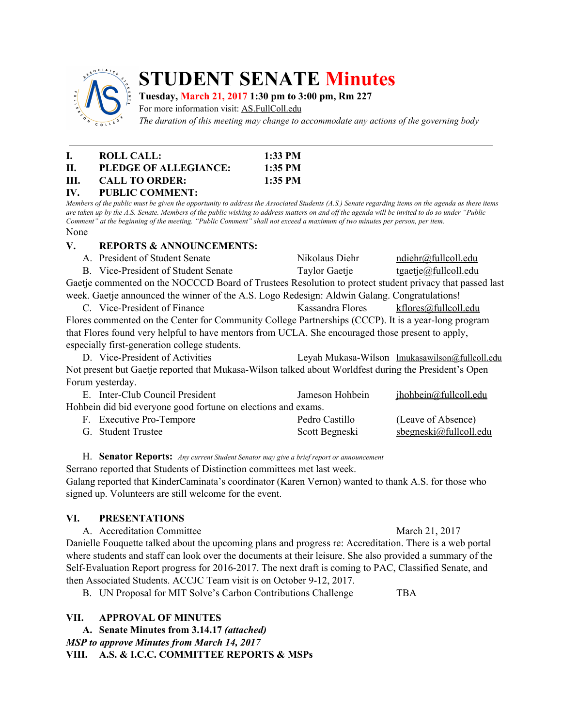# STUDENT SENATE Minutes

**Tuesday, March 21, 2017 1:30 pm to 3:00 pm, Rm 227**

For more information visit: AS.FullColl.edu

*The duration of this meeting may change to accommodate any actions of the governing body*

---

**I. ROLL CALL: 1:33 PM**

**II. PLEDGE OF ALLEGIANCE: 1:35 PM**

**III. CALL TO ORDER: 1:35 PM**

**IV. PUBLIC COMMENT:**

*Members of the public must be given the opportunity to address the Associated Students (A.S.) Senate regarding items on the agenda as these items are taken up by the A.S. Senate. Members of the public wishing to address matters on and off the agenda will be invited to do so under "Public Comment" at the beginning of the meeting. "Public Comment" shall not exceed a maximum of two minutes per person, per item.*

None

**V. REPORTS & ANNOUNCEMENTS:**

A. President of Student Senate — Nikolaus Diehr — ndiehr@fullcoll.edu

B. Vice-President of Student Senate — Taylor Gaetje — tgaetje@fullcoll.edu

Gaetje commented on the NOCCCD Board of Trustees Resolution to protect student privacy that passed last week. Gaetje announced the winner of the A.S. Logo Redesign: Aldwin Galang. Congratulations!

C. Vice-President of Finance — Kassandra Flores — kflores@fullcoll.edu

Flores commented on the Center for Community College Partnerships (CCCP). It is a year-long program that Flores found very helpful to have mentors from UCLA. She encouraged those present to apply, especially first-generation college students.

D. Vice-President of Activities — Leyah Mukasa-Wilson — lmukasawilson@fullcoll.edu

Not present but Gaetje reported that Mukasa-Wilson talked about Worldfest during the President's Open Forum yesterday.

E. Inter-Club Council President — Jameson Hohbein — jhohbein@fullcoll.edu

Hohbein did bid everyone good fortune on elections and exams.

F. Executive Pro-Tempore — Pedro Castillo — (Leave of Absence)

G. Student Trustee — Scott Begneski — sbegneski@fullcoll.edu

H. **Senator Reports:** *Any current Student Senator may give a brief report or announcement*

Serrano reported that Students of Distinction committees met last week.

Galang reported that KinderCaminata's coordinator (Karen Vernon) wanted to thank A.S. for those who signed up. Volunteers are still welcome for the event.

**VI. PRESENTATIONS**

A. Accreditation Committee — March 21, 2017

Danielle Fouquette talked about the upcoming plans and progress re: Accreditation. There is a web portal where students and staff can look over the documents at their leisure. She also provided a summary of the Self-Evaluation Report progress for 2016-2017. The next draft is coming to PAC, Classified Senate, and then Associated Students. ACCJC Team visit is on October 9-12, 2017.

B. UN Proposal for MIT Solve's Carbon Contributions Challenge — TBA

**VII. APPROVAL OF MINUTES**

**A. Senate Minutes from 3.14.17 *(attached)***

***MSP to approve Minutes from March 14, 2017***

**VIII. A.S. & I.C.C. COMMITTEE REPORTS & MSPs**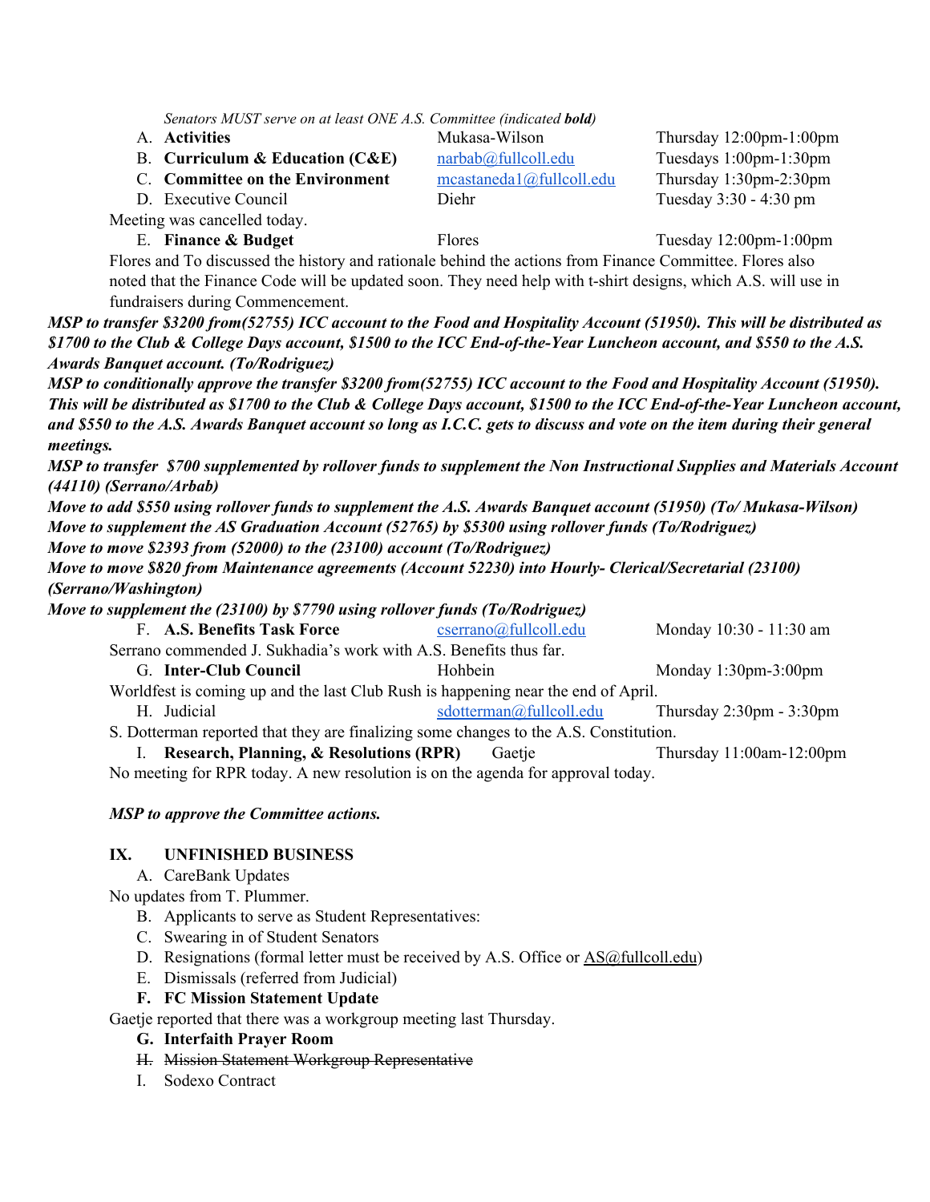*Senators MUST serve on at least ONE A.S. Committee (indicated **bold**)*

A. **Activities** Mukasa-Wilson Thursday 12:00pm-1:00pm

B. **Curriculum & Education (C&E)** narbab@fullcoll.edu Tuesdays 1:00pm-1:30pm

C. **Committee on the Environment** mcastaneda1@fullcoll.edu Thursday 1:30pm-2:30pm

D. Executive Council Diehr Tuesday 3:30 - 4:30 pm

Meeting was cancelled today.

E. **Finance & Budget** Flores Tuesday 12:00pm-1:00pm

Flores and To discussed the history and rationale behind the actions from Finance Committee. Flores also noted that the Finance Code will be updated soon. They need help with t-shirt designs, which A.S. will use in fundraisers during Commencement.

***MSP to transfer $3200 from(52755) ICC account to the Food and Hospitality Account (51950). This will be distributed as $1700 to the Club & College Days account, $1500 to the ICC End-of-the-Year Luncheon account, and $550 to the A.S. Awards Banquet account. (To/Rodriguez)***

***MSP to conditionally approve the transfer $3200 from(52755) ICC account to the Food and Hospitality Account (51950). This will be distributed as $1700 to the Club & College Days account, $1500 to the ICC End-of-the-Year Luncheon account, and $550 to the A.S. Awards Banquet account so long as I.C.C. gets to discuss and vote on the item during their general meetings.***

***MSP to transfer $700 supplemented by rollover funds to supplement the Non Instructional Supplies and Materials Account (44110) (Serrano/Arbab)***

***Move to add $550 using rollover funds to supplement the A.S. Awards Banquet account (51950) (To/ Mukasa-Wilson)***

***Move to supplement the AS Graduation Account (52765) by $5300 using rollover funds (To/Rodriguez)***

***Move to move $2393 from (52000) to the (23100) account (To/Rodriguez)***

***Move to move $820 from Maintenance agreements (Account 52230) into Hourly- Clerical/Secretarial (23100) (Serrano/Washington)***

***Move to supplement the (23100) by $7790 using rollover funds (To/Rodriguez)***

F. **A.S. Benefits Task Force** cserrano@fullcoll.edu Monday 10:30 - 11:30 am

Serrano commended J. Sukhadia's work with A.S. Benefits thus far.

G. **Inter-Club Council** Hohbein Monday 1:30pm-3:00pm

Worldfest is coming up and the last Club Rush is happening near the end of April.

H. Judicial sdotterman@fullcoll.edu Thursday 2:30pm - 3:30pm

S. Dotterman reported that they are finalizing some changes to the A.S. Constitution.

I. **Research, Planning, & Resolutions (RPR)** Gaetje Thursday 11:00am-12:00pm

No meeting for RPR today. A new resolution is on the agenda for approval today.

***MSP to approve the Committee actions.***

## IX. UNFINISHED BUSINESS

A. CareBank Updates

No updates from T. Plummer.

B. Applicants to serve as Student Representatives:

C. Swearing in of Student Senators

D. Resignations (formal letter must be received by A.S. Office or AS@fullcoll.edu)

E. Dismissals (referred from Judicial)

F. **FC Mission Statement Update**

Gaetje reported that there was a workgroup meeting last Thursday.

G. **Interfaith Prayer Room**

H. ~~Mission Statement Workgroup Representative~~

I. Sodexo Contract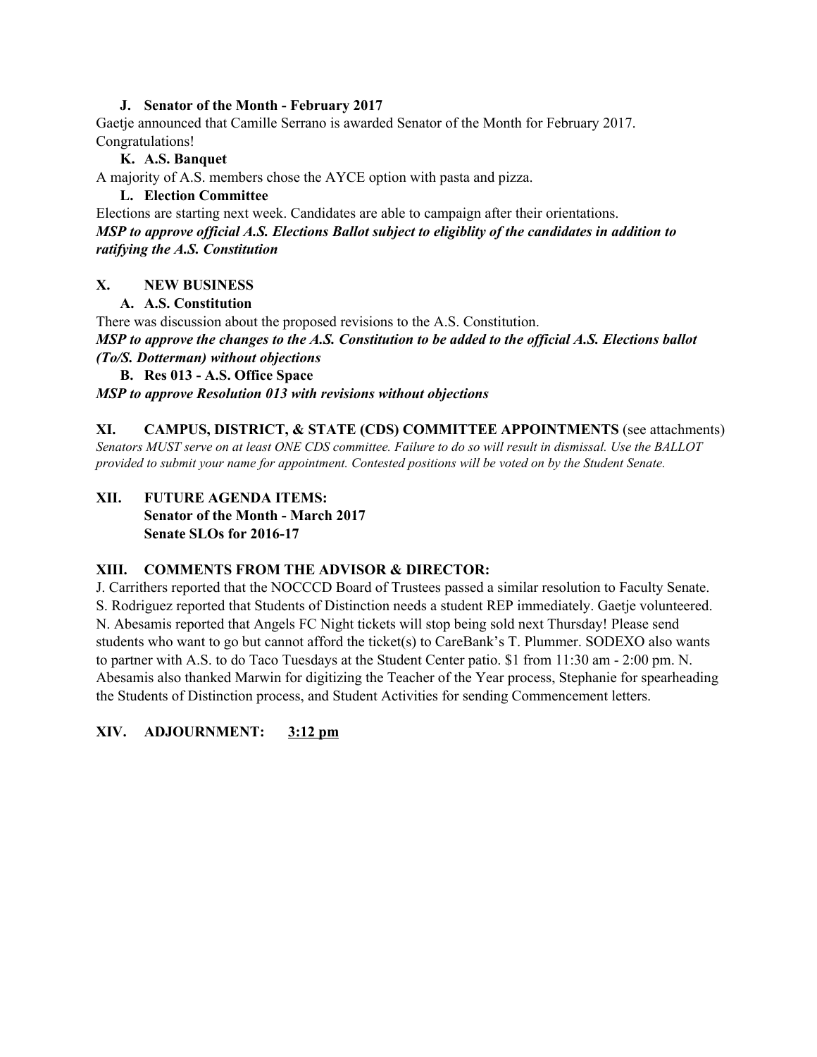### J. Senator of the Month - February 2017

Gaetje announced that Camille Serrano is awarded Senator of the Month for February 2017. Congratulations!

### K. A.S. Banquet

A majority of A.S. members chose the AYCE option with pasta and pizza.

### L. Election Committee

Elections are starting next week. Candidates are able to campaign after their orientations.

***MSP to approve official A.S. Elections Ballot subject to eligiblity of the candidates in addition to ratifying the A.S. Constitution***

## X. NEW BUSINESS

### A. A.S. Constitution

There was discussion about the proposed revisions to the A.S. Constitution.

***MSP to approve the changes to the A.S. Constitution to be added to the official A.S. Elections ballot (To/S. Dotterman) without objections***

### B. Res 013 - A.S. Office Space

***MSP to approve Resolution 013 with revisions without objections***

## XI. CAMPUS, DISTRICT, & STATE (CDS) COMMITTEE APPOINTMENTS (see attachments)

*Senators MUST serve on at least ONE CDS committee. Failure to do so will result in dismissal. Use the BALLOT provided to submit your name for appointment. Contested positions will be voted on by the Student Senate.*

## XII. FUTURE AGENDA ITEMS:

**Senator of the Month - March 2017**
**Senate SLOs for 2016-17**

## XIII. COMMENTS FROM THE ADVISOR & DIRECTOR:

J. Carrithers reported that the NOCCCD Board of Trustees passed a similar resolution to Faculty Senate. S. Rodriguez reported that Students of Distinction needs a student REP immediately. Gaetje volunteered. N. Abesamis reported that Angels FC Night tickets will stop being sold next Thursday! Please send students who want to go but cannot afford the ticket(s) to CareBank's T. Plummer. SODEXO also wants to partner with A.S. to do Taco Tuesdays at the Student Center patio. $1 from 11:30 am - 2:00 pm. N. Abesamis also thanked Marwin for digitizing the Teacher of the Year process, Stephanie for spearheading the Students of Distinction process, and Student Activities for sending Commencement letters.

## XIV. ADJOURNMENT: 3:12 pm